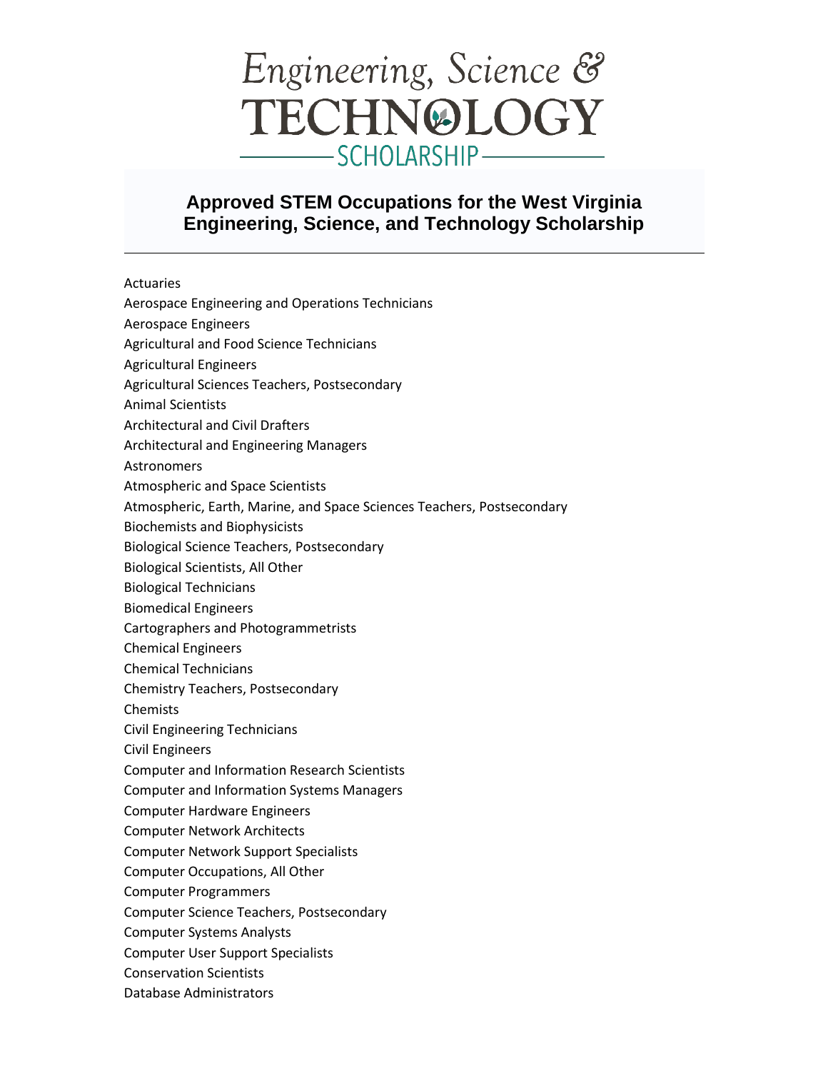Engineering, Science &
TECHNOLOGY
SCHOLARSHIP

# Approved STEM Occupations for the West Virginia Engineering, Science, and Technology Scholarship

Actuaries
Aerospace Engineering and Operations Technicians
Aerospace Engineers
Agricultural and Food Science Technicians
Agricultural Engineers
Agricultural Sciences Teachers, Postsecondary
Animal Scientists
Architectural and Civil Drafters
Architectural and Engineering Managers
Astronomers
Atmospheric and Space Scientists
Atmospheric, Earth, Marine, and Space Sciences Teachers, Postsecondary
Biochemists and Biophysicists
Biological Science Teachers, Postsecondary
Biological Scientists, All Other
Biological Technicians
Biomedical Engineers
Cartographers and Photogrammetrists
Chemical Engineers
Chemical Technicians
Chemistry Teachers, Postsecondary
Chemists
Civil Engineering Technicians
Civil Engineers
Computer and Information Research Scientists
Computer and Information Systems Managers
Computer Hardware Engineers
Computer Network Architects
Computer Network Support Specialists
Computer Occupations, All Other
Computer Programmers
Computer Science Teachers, Postsecondary
Computer Systems Analysts
Computer User Support Specialists
Conservation Scientists
Database Administrators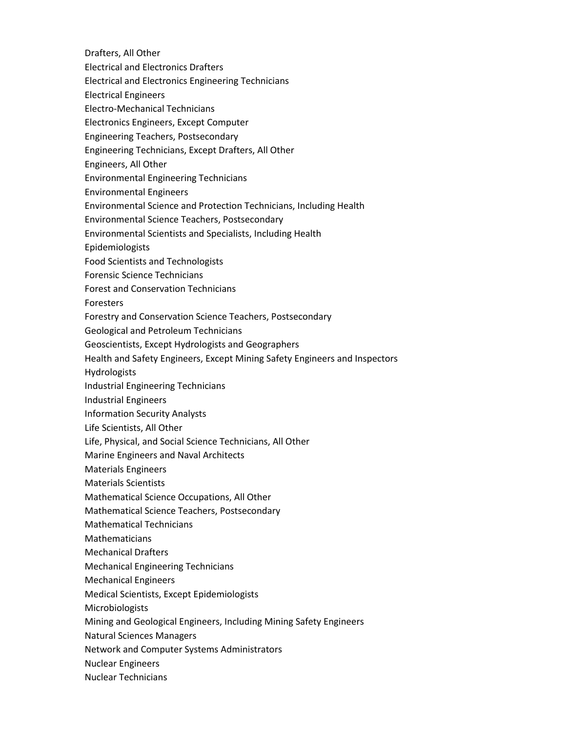Drafters, All Other
Electrical and Electronics Drafters
Electrical and Electronics Engineering Technicians
Electrical Engineers
Electro-Mechanical Technicians
Electronics Engineers, Except Computer
Engineering Teachers, Postsecondary
Engineering Technicians, Except Drafters, All Other
Engineers, All Other
Environmental Engineering Technicians
Environmental Engineers
Environmental Science and Protection Technicians, Including Health
Environmental Science Teachers, Postsecondary
Environmental Scientists and Specialists, Including Health
Epidemiologists
Food Scientists and Technologists
Forensic Science Technicians
Forest and Conservation Technicians
Foresters
Forestry and Conservation Science Teachers, Postsecondary
Geological and Petroleum Technicians
Geoscientists, Except Hydrologists and Geographers
Health and Safety Engineers, Except Mining Safety Engineers and Inspectors
Hydrologists
Industrial Engineering Technicians
Industrial Engineers
Information Security Analysts
Life Scientists, All Other
Life, Physical, and Social Science Technicians, All Other
Marine Engineers and Naval Architects
Materials Engineers
Materials Scientists
Mathematical Science Occupations, All Other
Mathematical Science Teachers, Postsecondary
Mathematical Technicians
Mathematicians
Mechanical Drafters
Mechanical Engineering Technicians
Mechanical Engineers
Medical Scientists, Except Epidemiologists
Microbiologists
Mining and Geological Engineers, Including Mining Safety Engineers
Natural Sciences Managers
Network and Computer Systems Administrators
Nuclear Engineers
Nuclear Technicians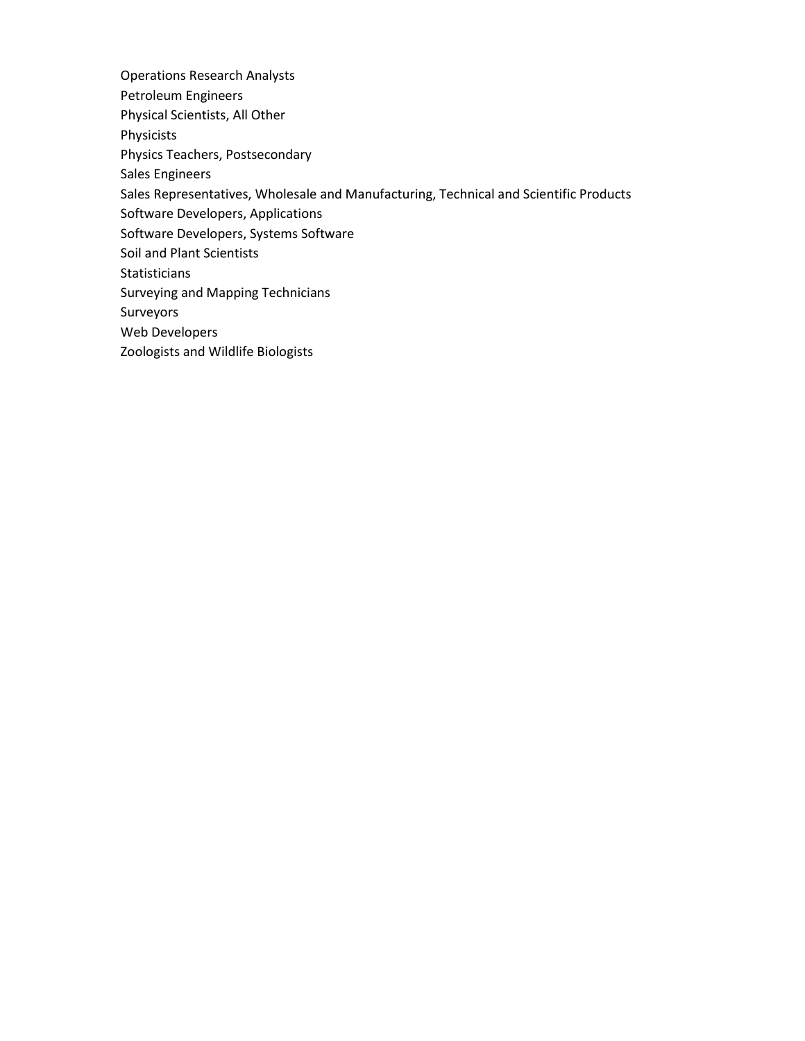Operations Research Analysts
Petroleum Engineers
Physical Scientists, All Other
Physicists
Physics Teachers, Postsecondary
Sales Engineers
Sales Representatives, Wholesale and Manufacturing, Technical and Scientific Products
Software Developers, Applications
Software Developers, Systems Software
Soil and Plant Scientists
Statisticians
Surveying and Mapping Technicians
Surveyors
Web Developers
Zoologists and Wildlife Biologists